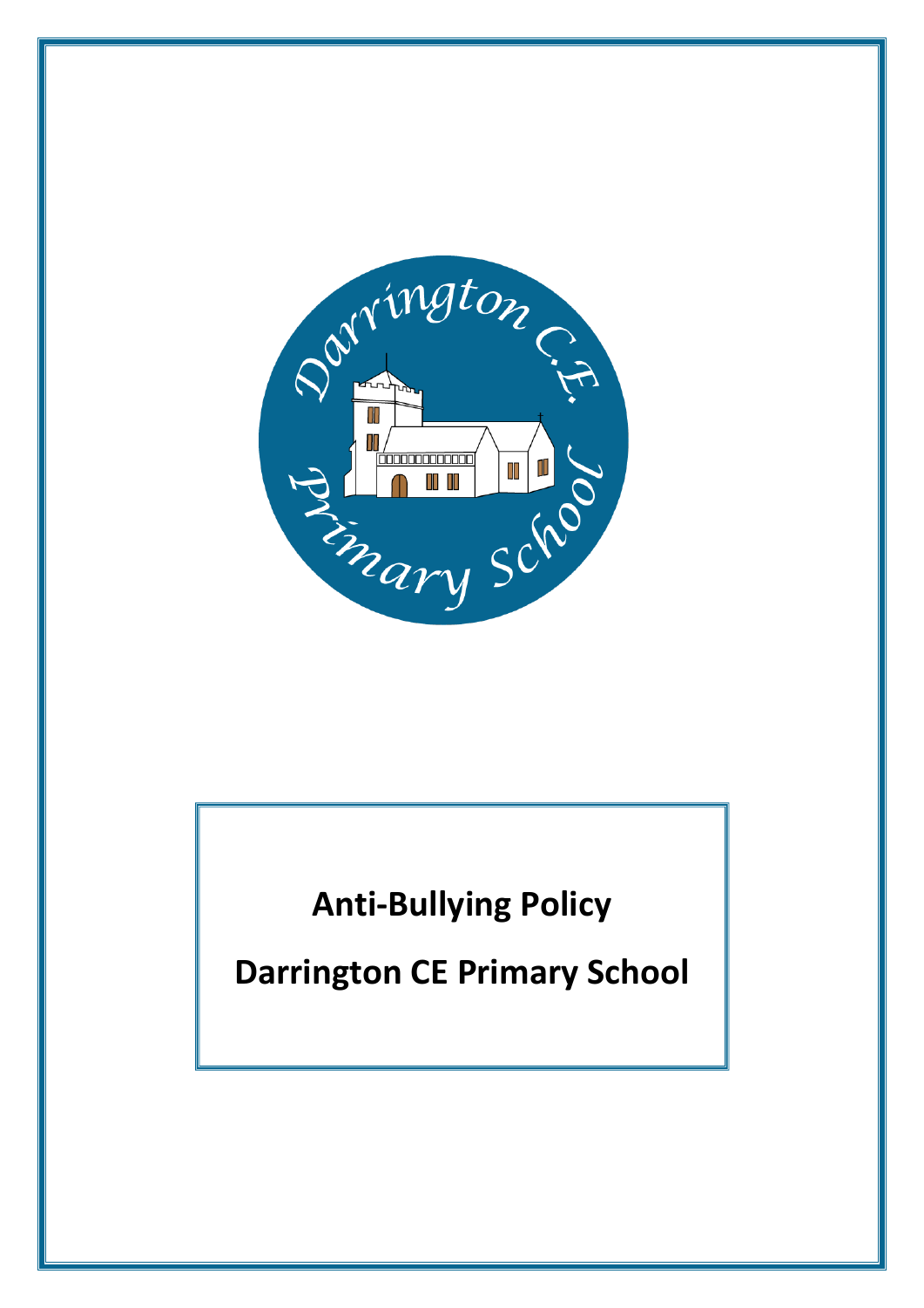# Anti-Bullying Policy

# Darrington CE Primary School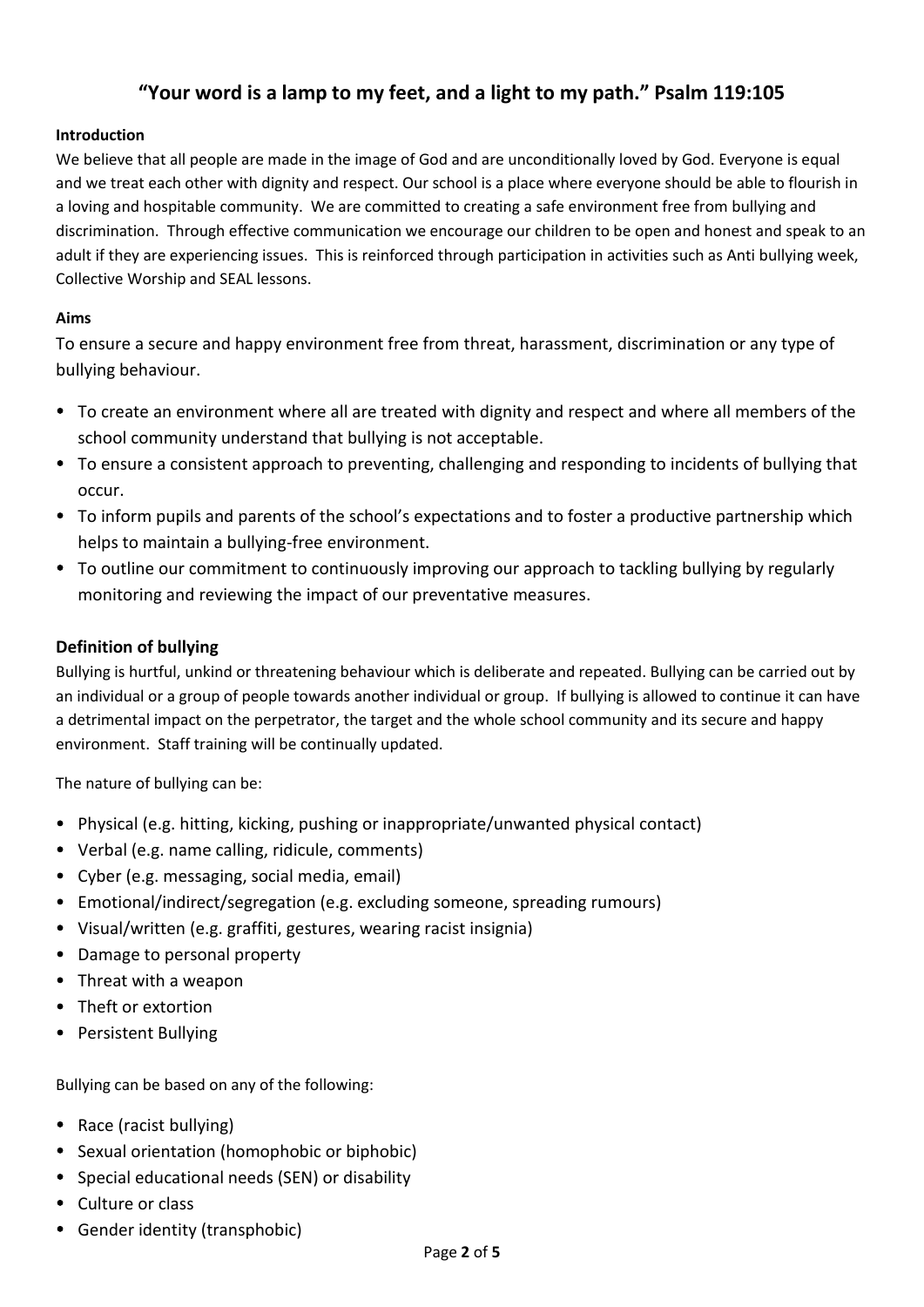# “Your word is a lamp to my feet, and a light to my path.” Psalm 119:105

**Introduction**

We believe that all people are made in the image of God and are unconditionally loved by God. Everyone is equal and we treat each other with dignity and respect. Our school is a place where everyone should be able to flourish in a loving and hospitable community. We are committed to creating a safe environment free from bullying and discrimination. Through effective communication we encourage our children to be open and honest and speak to an adult if they are experiencing issues. This is reinforced through participation in activities such as Anti bullying week, Collective Worship and SEAL lessons.

**Aims**

To ensure a secure and happy environment free from threat, harassment, discrimination or any type of bullying behaviour.

- To create an environment where all are treated with dignity and respect and where all members of the school community understand that bullying is not acceptable.
- To ensure a consistent approach to preventing, challenging and responding to incidents of bullying that occur.
- To inform pupils and parents of the school’s expectations and to foster a productive partnership which helps to maintain a bullying-free environment.
- To outline our commitment to continuously improving our approach to tackling bullying by regularly monitoring and reviewing the impact of our preventative measures.

## Definition of bullying

Bullying is hurtful, unkind or threatening behaviour which is deliberate and repeated. Bullying can be carried out by an individual or a group of people towards another individual or group. If bullying is allowed to continue it can have a detrimental impact on the perpetrator, the target and the whole school community and its secure and happy environment. Staff training will be continually updated.

The nature of bullying can be:

- Physical (e.g. hitting, kicking, pushing or inappropriate/unwanted physical contact)
- Verbal (e.g. name calling, ridicule, comments)
- Cyber (e.g. messaging, social media, email)
- Emotional/indirect/segregation (e.g. excluding someone, spreading rumours)
- Visual/written (e.g. graffiti, gestures, wearing racist insignia)
- Damage to personal property
- Threat with a weapon
- Theft or extortion
- Persistent Bullying

Bullying can be based on any of the following:

- Race (racist bullying)
- Sexual orientation (homophobic or biphobic)
- Special educational needs (SEN) or disability
- Culture or class
- Gender identity (transphobic)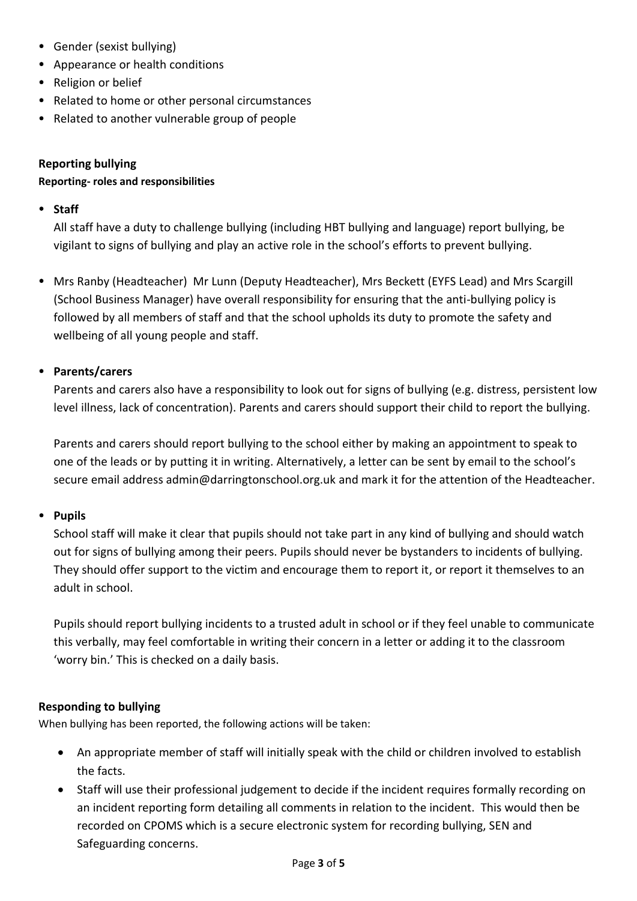- Gender (sexist bullying)
- Appearance or health conditions
- Religion or belief
- Related to home or other personal circumstances
- Related to another vulnerable group of people

**Reporting bullying**

**Reporting- roles and responsibilities**

- **Staff**

  All staff have a duty to challenge bullying (including HBT bullying and language) report bullying, be vigilant to signs of bullying and play an active role in the school's efforts to prevent bullying.

- Mrs Ranby (Headteacher)  Mr Lunn (Deputy Headteacher), Mrs Beckett (EYFS Lead) and Mrs Scargill (School Business Manager) have overall responsibility for ensuring that the anti-bullying policy is followed by all members of staff and that the school upholds its duty to promote the safety and wellbeing of all young people and staff.

- **Parents/carers**

  Parents and carers also have a responsibility to look out for signs of bullying (e.g. distress, persistent low level illness, lack of concentration). Parents and carers should support their child to report the bullying.

  Parents and carers should report bullying to the school either by making an appointment to speak to one of the leads or by putting it in writing. Alternatively, a letter can be sent by email to the school's secure email address admin@darringtonschool.org.uk and mark it for the attention of the Headteacher.

- **Pupils**

  School staff will make it clear that pupils should not take part in any kind of bullying and should watch out for signs of bullying among their peers. Pupils should never be bystanders to incidents of bullying. They should offer support to the victim and encourage them to report it, or report it themselves to an adult in school.

  Pupils should report bullying incidents to a trusted adult in school or if they feel unable to communicate this verbally, may feel comfortable in writing their concern in a letter or adding it to the classroom 'worry bin.' This is checked on a daily basis.

**Responding to bullying**

When bullying has been reported, the following actions will be taken:

- An appropriate member of staff will initially speak with the child or children involved to establish the facts.
- Staff will use their professional judgement to decide if the incident requires formally recording on an incident reporting form detailing all comments in relation to the incident.  This would then be recorded on CPOMS which is a secure electronic system for recording bullying, SEN and Safeguarding concerns.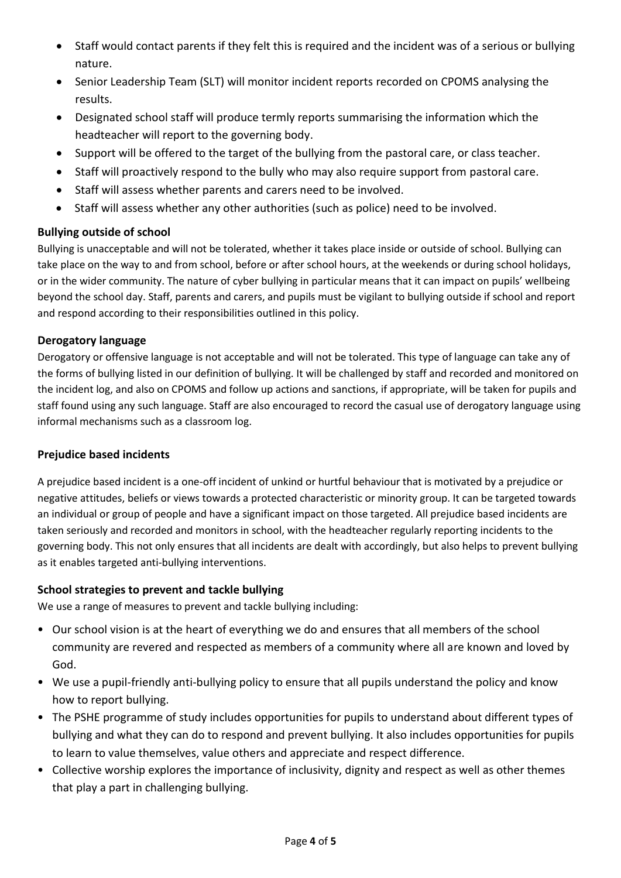- Staff would contact parents if they felt this is required and the incident was of a serious or bullying nature.
- Senior Leadership Team (SLT) will monitor incident reports recorded on CPOMS analysing the results.
- Designated school staff will produce termly reports summarising the information which the headteacher will report to the governing body.
- Support will be offered to the target of the bullying from the pastoral care, or class teacher.
- Staff will proactively respond to the bully who may also require support from pastoral care.
- Staff will assess whether parents and carers need to be involved.
- Staff will assess whether any other authorities (such as police) need to be involved.

### Bullying outside of school

Bullying is unacceptable and will not be tolerated, whether it takes place inside or outside of school. Bullying can take place on the way to and from school, before or after school hours, at the weekends or during school holidays, or in the wider community. The nature of cyber bullying in particular means that it can impact on pupils' wellbeing beyond the school day. Staff, parents and carers, and pupils must be vigilant to bullying outside if school and report and respond according to their responsibilities outlined in this policy.

### Derogatory language

Derogatory or offensive language is not acceptable and will not be tolerated. This type of language can take any of the forms of bullying listed in our definition of bullying. It will be challenged by staff and recorded and monitored on the incident log, and also on CPOMS and follow up actions and sanctions, if appropriate, will be taken for pupils and staff found using any such language. Staff are also encouraged to record the casual use of derogatory language using informal mechanisms such as a classroom log.

### Prejudice based incidents

A prejudice based incident is a one-off incident of unkind or hurtful behaviour that is motivated by a prejudice or negative attitudes, beliefs or views towards a protected characteristic or minority group. It can be targeted towards an individual or group of people and have a significant impact on those targeted. All prejudice based incidents are taken seriously and recorded and monitors in school, with the headteacher regularly reporting incidents to the governing body. This not only ensures that all incidents are dealt with accordingly, but also helps to prevent bullying as it enables targeted anti-bullying interventions.

### School strategies to prevent and tackle bullying

We use a range of measures to prevent and tackle bullying including:

- Our school vision is at the heart of everything we do and ensures that all members of the school community are revered and respected as members of a community where all are known and loved by God.
- We use a pupil-friendly anti-bullying policy to ensure that all pupils understand the policy and know how to report bullying.
- The PSHE programme of study includes opportunities for pupils to understand about different types of bullying and what they can do to respond and prevent bullying. It also includes opportunities for pupils to learn to value themselves, value others and appreciate and respect difference.
- Collective worship explores the importance of inclusivity, dignity and respect as well as other themes that play a part in challenging bullying.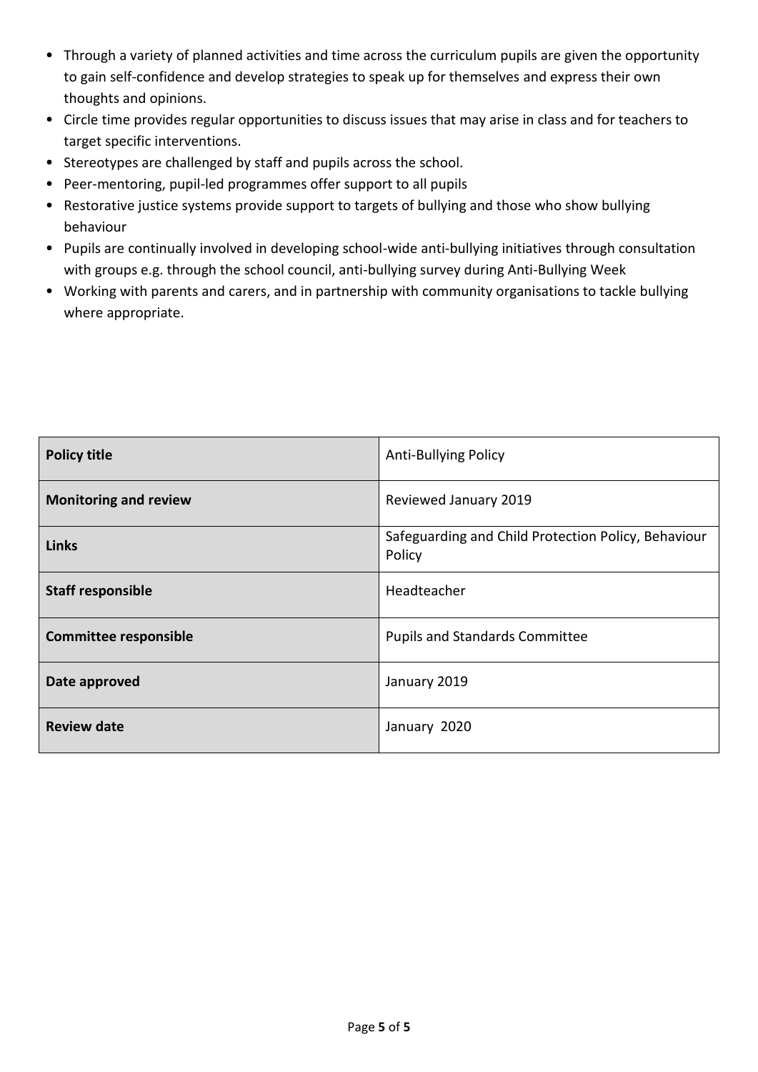- Through a variety of planned activities and time across the curriculum pupils are given the opportunity to gain self-confidence and develop strategies to speak up for themselves and express their own thoughts and opinions.
- Circle time provides regular opportunities to discuss issues that may arise in class and for teachers to target specific interventions.
- Stereotypes are challenged by staff and pupils across the school.
- Peer-mentoring, pupil-led programmes offer support to all pupils
- Restorative justice systems provide support to targets of bullying and those who show bullying behaviour
- Pupils are continually involved in developing school-wide anti-bullying initiatives through consultation with groups e.g. through the school council, anti-bullying survey during Anti-Bullying Week
- Working with parents and carers, and in partnership with community organisations to tackle bullying where appropriate.

| | |
|---|---|
| **Policy title** | Anti-Bullying Policy |
| **Monitoring and review** | Reviewed January 2019 |
| **Links** | Safeguarding and Child Protection Policy, Behaviour Policy |
| **Staff responsible** | Headteacher |
| **Committee responsible** | Pupils and Standards Committee |
| **Date approved** | January 2019 |
| **Review date** | January 2020 |